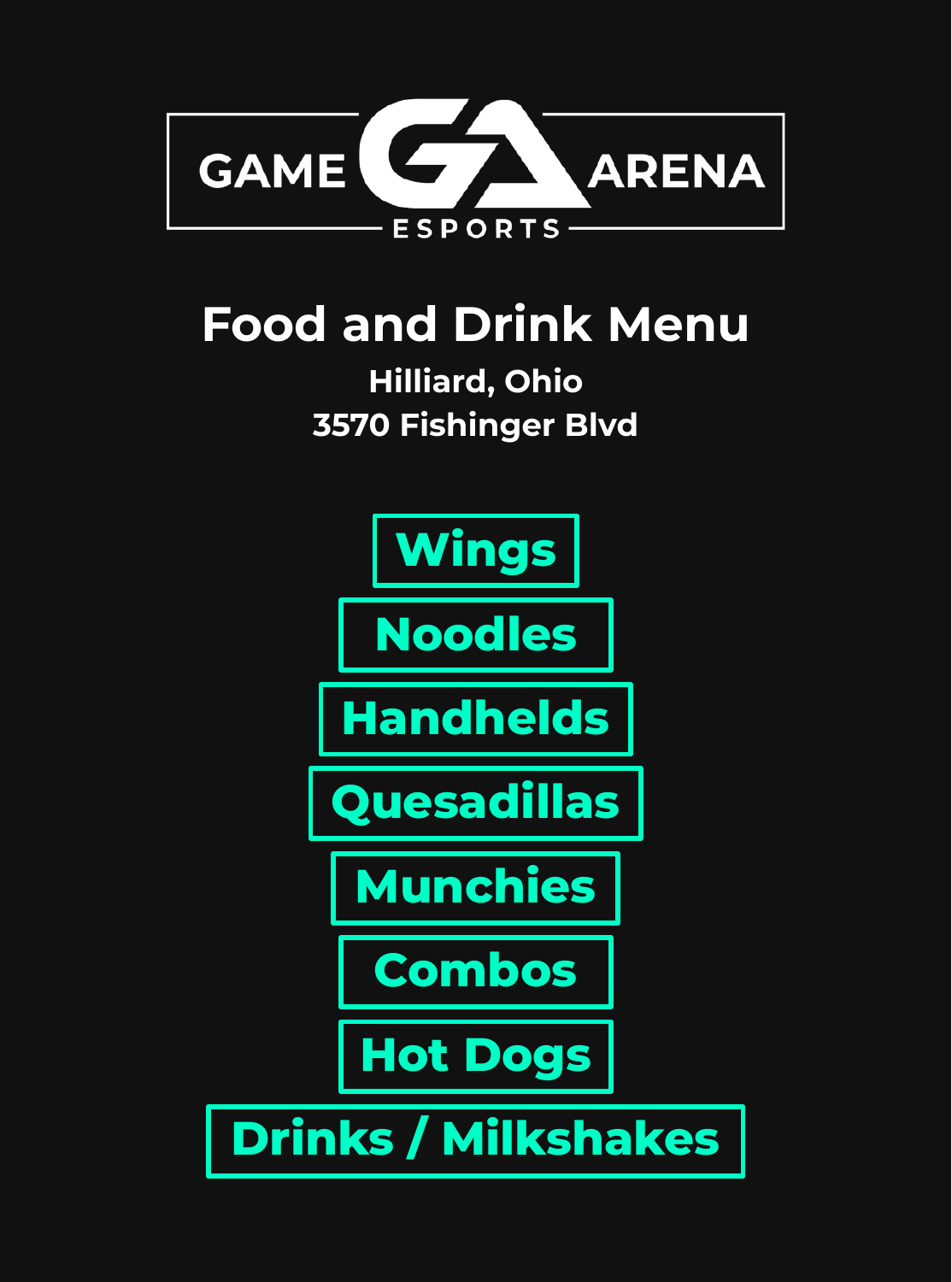# GAME ARENA ESPORTS

## Food and Drink Menu

**Hilliard, Ohio**

**3570 Fishinger Blvd**

- Wings
- Noodles
- Handhelds
- Quesadillas
- Munchies
- Combos
- Hot Dogs
- Drinks / Milkshakes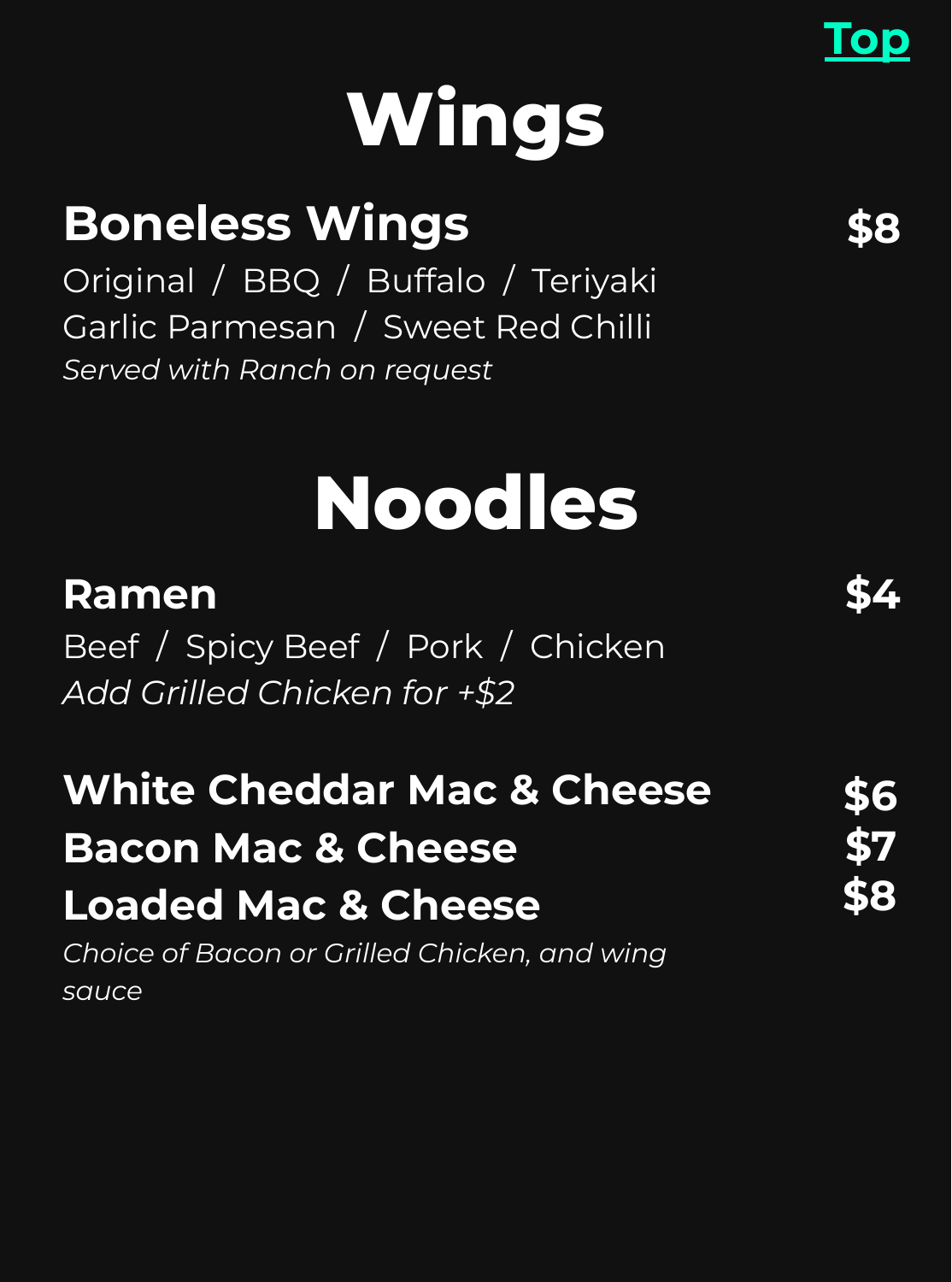[Top](#)

# Wings

## Boneless Wings — $8

Original / BBQ / Buffalo / Teriyaki
Garlic Parmesan / Sweet Red Chilli

*Served with Ranch on request*

# Noodles

## Ramen — $4

Beef / Spicy Beef / Pork / Chicken

*Add Grilled Chicken for +$2*

## White Cheddar Mac & Cheese — $6

## Bacon Mac & Cheese — $7

## Loaded Mac & Cheese — $8

*Choice of Bacon or Grilled Chicken, and wing sauce*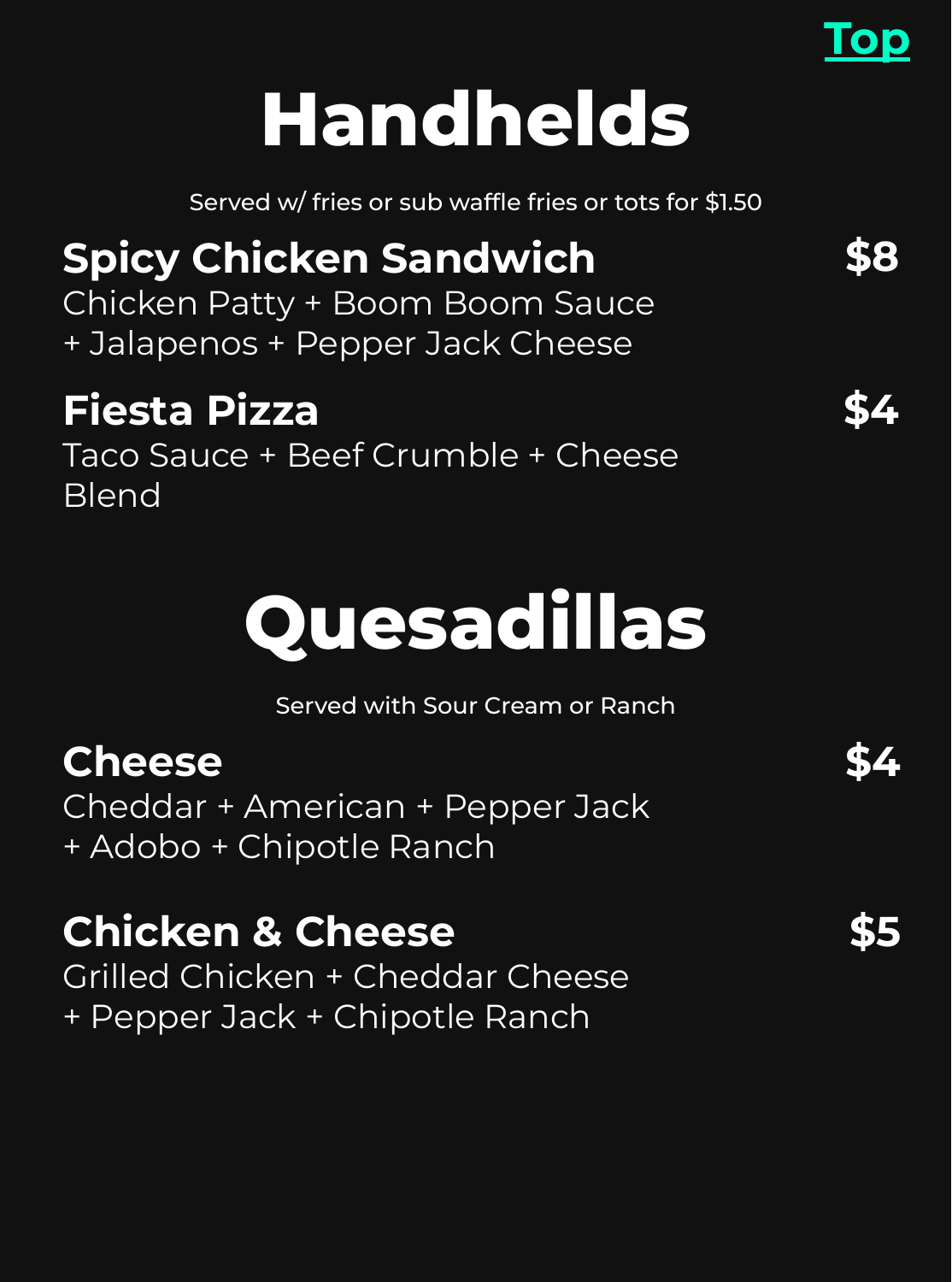Top

# Handhelds

Served w/ fries or sub waffle fries or tots for $1.50

**Spicy Chicken Sandwich** **$8**
Chicken Patty + Boom Boom Sauce + Jalapenos + Pepper Jack Cheese

**Fiesta Pizza** **$4**
Taco Sauce + Beef Crumble + Cheese Blend

# Quesadillas

Served with Sour Cream or Ranch

**Cheese** **$4**
Cheddar + American + Pepper Jack + Adobo + Chipotle Ranch

**Chicken & Cheese** **$5**
Grilled Chicken + Cheddar Cheese + Pepper Jack + Chipotle Ranch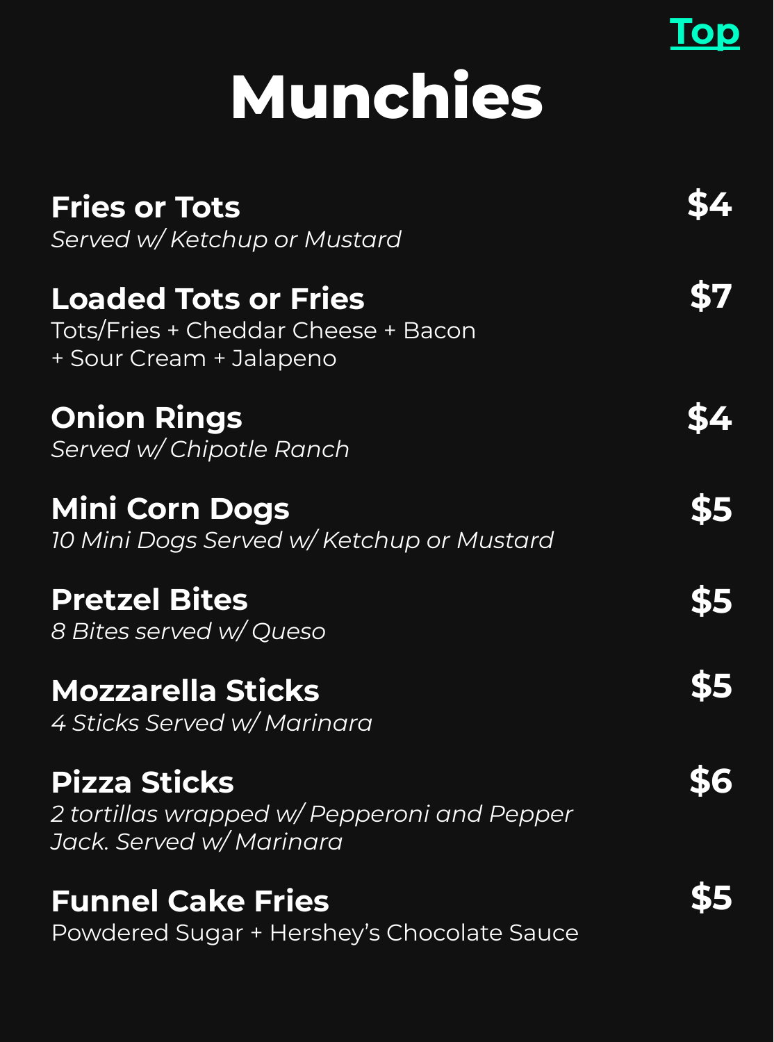[Top](#)

# Munchies

**Fries or Tots** — **$4**
*Served w/ Ketchup or Mustard*

**Loaded Tots or Fries** — **$7**
Tots/Fries + Cheddar Cheese + Bacon + Sour Cream + Jalapeno

**Onion Rings** — **$4**
*Served w/ Chipotle Ranch*

**Mini Corn Dogs** — **$5**
*10 Mini Dogs Served w/ Ketchup or Mustard*

**Pretzel Bites** — **$5**
*8 Bites served w/ Queso*

**Mozzarella Sticks** — **$5**
*4 Sticks Served w/ Marinara*

**Pizza Sticks** — **$6**
*2 tortillas wrapped w/ Pepperoni and Pepper Jack. Served w/ Marinara*

**Funnel Cake Fries** — **$5**
Powdered Sugar + Hershey's Chocolate Sauce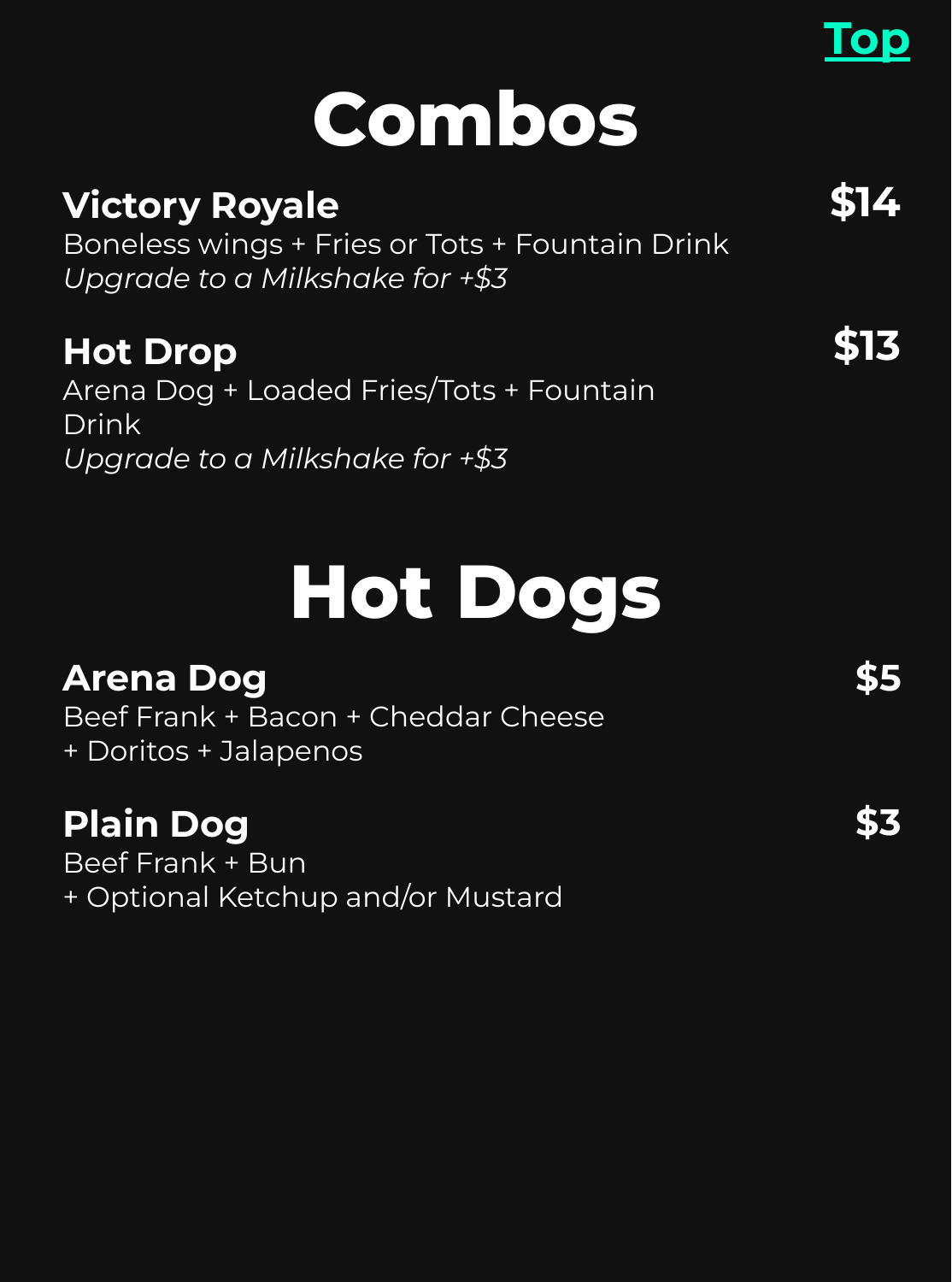[Top]

# Combos

**Victory Royale** **$14**
Boneless wings + Fries or Tots + Fountain Drink
*Upgrade to a Milkshake for +$3*

**Hot Drop** **$13**
Arena Dog + Loaded Fries/Tots + Fountain Drink
*Upgrade to a Milkshake for +$3*

# Hot Dogs

**Arena Dog** **$5**
Beef Frank + Bacon + Cheddar Cheese
+ Doritos + Jalapenos

**Plain Dog** **$3**
Beef Frank + Bun
+ Optional Ketchup and/or Mustard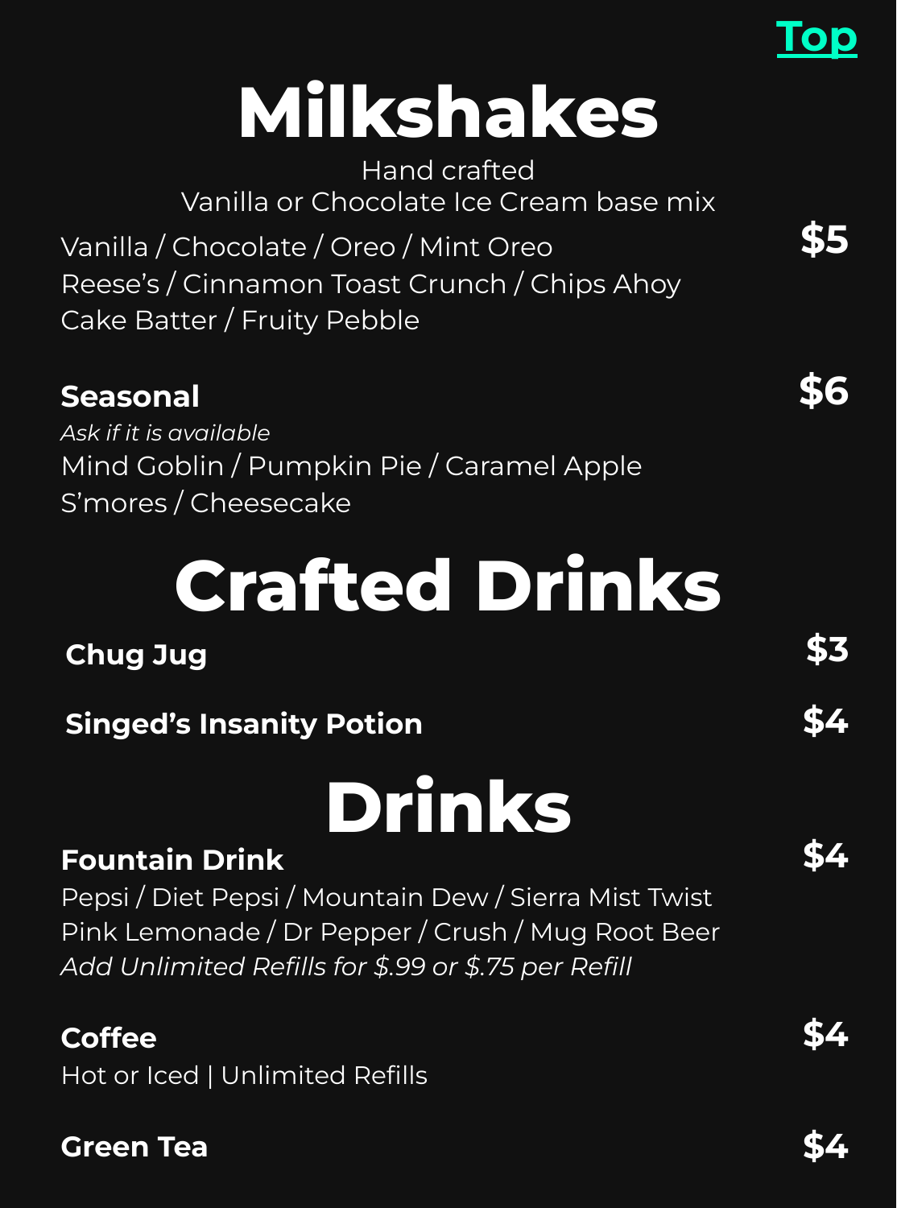Top

# Milkshakes

Hand crafted
Vanilla or Chocolate Ice Cream base mix

Vanilla / Chocolate / Oreo / Mint Oreo
Reese's / Cinnamon Toast Crunch / Chips Ahoy
Cake Batter / Fruity Pebble

**$5**

**Seasonal** **$6**

*Ask if it is available*

Mind Goblin / Pumpkin Pie / Caramel Apple
S'mores / Cheesecake

# Crafted Drinks

**Chug Jug** **$3**

**Singed's Insanity Potion** **$4**

# Drinks

**Fountain Drink** **$4**

Pepsi / Diet Pepsi / Mountain Dew / Sierra Mist Twist
Pink Lemonade / Dr Pepper / Crush / Mug Root Beer
*Add Unlimited Refills for $.99 or $.75 per Refill*

**Coffee** **$4**

Hot or Iced | Unlimited Refills

**Green Tea** **$4**